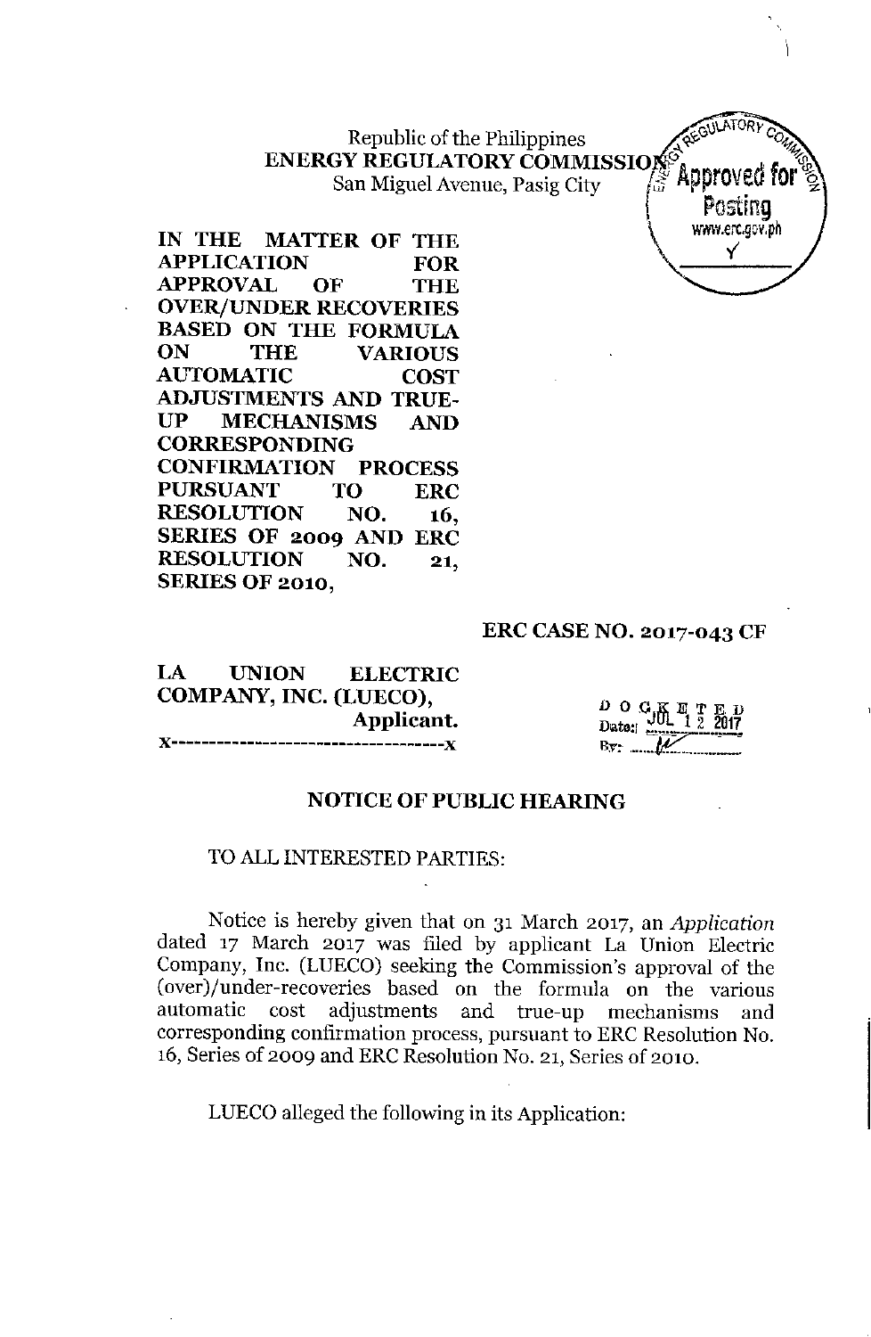Republic of the Philippines
**ENERGY REGULATORY COMMISSION**
San Miguel Avenue, Pasig City

**IN THE MATTER OF THE APPLICATION FOR APPROVAL OF THE OVER/UNDER RECOVERIES BASED ON THE FORMULA ON THE VARIOUS AUTOMATIC COST ADJUSTMENTS AND TRUE-UP MECHANISMS AND CORRESPONDING CONFIRMATION PROCESS PURSUANT TO ERC RESOLUTION NO. 16, SERIES OF 2009 AND ERC RESOLUTION NO. 21, SERIES OF 2010,**

**ERC CASE NO. 2017-043 CF**

**LA UNION ELECTRIC COMPANY, INC. (LUECO),**
**Applicant.**
x-----------------------------------x

DOCKETED
Date: JUL 12 2017
By: 

## NOTICE OF PUBLIC HEARING

TO ALL INTERESTED PARTIES:

Notice is hereby given that on 31 March 2017, an *Application* dated 17 March 2017 was filed by applicant La Union Electric Company, Inc. (LUECO) seeking the Commission's approval of the (over)/under-recoveries based on the formula on the various automatic cost adjustments and true-up mechanisms and corresponding confirmation process, pursuant to ERC Resolution No. 16, Series of 2009 and ERC Resolution No. 21, Series of 2010.

LUECO alleged the following in its Application: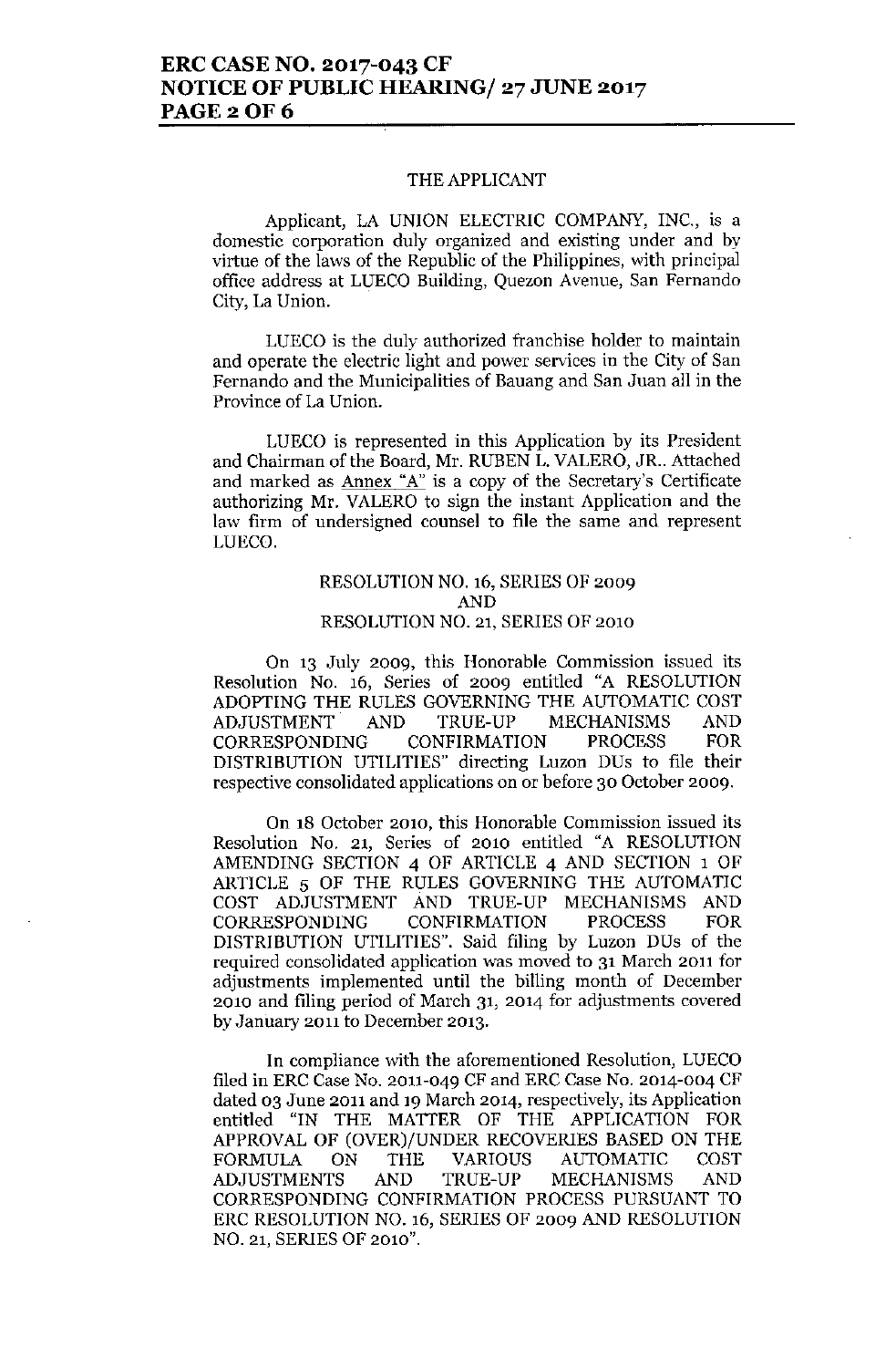## THE APPLICANT

Applicant, LA UNION ELECTRIC COMPANY, INC., is a domestic corporation duly organized and existing under and by virtue of the laws of the Republic of the Philippines, with principal office address at LUECO Building, Quezon Avenue, San Fernando City, La Union.

LUECO is the duly authorized franchise holder to maintain and operate the electric light and power services in the City of San Fernando and the Municipalities of Bauang and San Juan all in the Province of La Union.

LUECO is represented in this Application by its President and Chairman of the Board, Mr. RUBEN L. VALERO, JR.. Attached and marked as Annex "A" is a copy of the Secretary's Certificate authorizing Mr. VALERO to sign the instant Application and the law firm of undersigned counsel to file the same and represent LUECO.

## RESOLUTION NO. 16, SERIES OF 2009 AND RESOLUTION NO. 21, SERIES OF 2010

On 13 July 2009, this Honorable Commission issued its Resolution No. 16, Series of 2009 entitled "A RESOLUTION ADOPTING THE RULES GOVERNING THE AUTOMATIC COST ADJUSTMENT AND TRUE-UP MECHANISMS AND CORRESPONDING CONFIRMATION PROCESS FOR DISTRIBUTION UTILITIES" directing Luzon DUs to file their respective consolidated applications on or before 30 October 2009.

On 18 October 2010, this Honorable Commission issued its Resolution No. 21, Series of 2010 entitled "A RESOLUTION AMENDING SECTION 4 OF ARTICLE 4 AND SECTION 1 OF ARTICLE 5 OF THE RULES GOVERNING THE AUTOMATIC COST ADJUSTMENT AND TRUE-UP MECHANISMS AND CORRESPONDING CONFIRMATION PROCESS FOR DISTRIBUTION UTILITIES". Said filing by Luzon DUs of the required consolidated application was moved to 31 March 2011 for adjustments implemented until the billing month of December 2010 and filing period of March 31, 2014 for adjustments covered by January 2011 to December 2013.

In compliance with the aforementioned Resolution, LUECO filed in ERC Case No. 2011-049 CF and ERC Case No. 2014-004 CF dated 03 June 2011 and 19 March 2014, respectively, its Application entitled "IN THE MATTER OF THE APPLICATION FOR APPROVAL OF (OVER)/UNDER RECOVERIES BASED ON THE FORMULA ON THE VARIOUS AUTOMATIC COST ADJUSTMENTS AND TRUE-UP MECHANISMS AND CORRESPONDING CONFIRMATION PROCESS PURSUANT TO ERC RESOLUTION NO. 16, SERIES OF 2009 AND RESOLUTION NO. 21, SERIES OF 2010".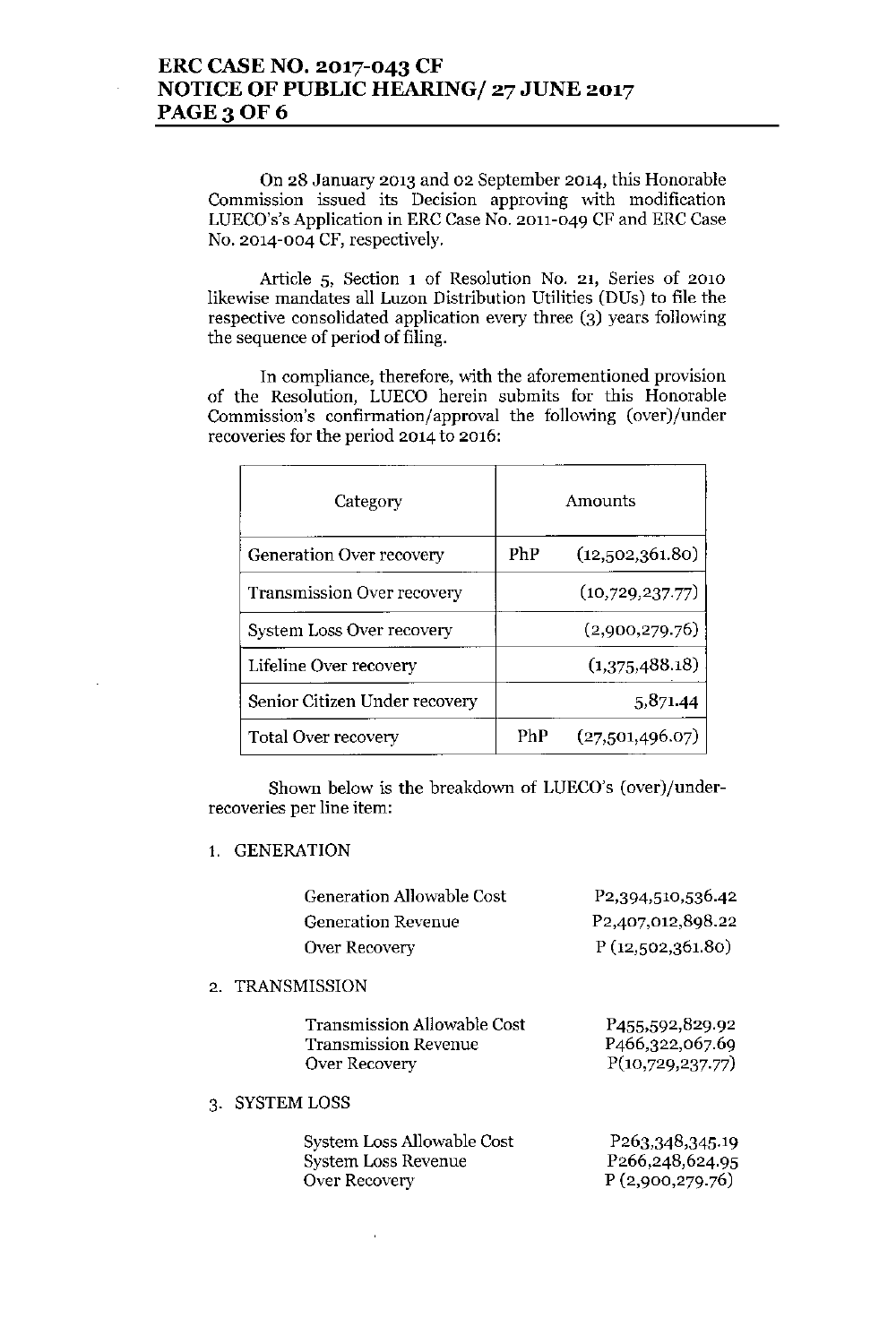On 28 January 2013 and 02 September 2014, this Honorable Commission issued its Decision approving with modification LUECO's's Application in ERC Case No. 2011-049 CF and ERC Case No. 2014-004 CF, respectively.

Article 5, Section 1 of Resolution No. 21, Series of 2010 likewise mandates all Luzon Distribution Utilities (DUs) to file the respective consolidated application every three (3) years following the sequence of period of filing.

In compliance, therefore, with the aforementioned provision of the Resolution, LUECO herein submits for this Honorable Commission's confirmation/approval the following (over)/under recoveries for the period 2014 to 2016:

| Category | Amounts | |
|---|---|---|
| Generation Over recovery | PhP | (12,502,361.80) |
| Transmission Over recovery | | (10,729,237.77) |
| System Loss Over recovery | | (2,900,279.76) |
| Lifeline Over recovery | | (1,375,488.18) |
| Senior Citizen Under recovery | | 5,871.44 |
| Total Over recovery | PhP | (27,501,496.07) |

Shown below is the breakdown of LUECO's (over)/under-recoveries per line item:

1. GENERATION

| | |
|---|---|
| Generation Allowable Cost | P2,394,510,536.42 |
| Generation Revenue | P2,407,012,898.22 |
| Over Recovery | P (12,502,361.80) |

2. TRANSMISSION

| | |
|---|---|
| Transmission Allowable Cost | P455,592,829.92 |
| Transmission Revenue | P466,322,067.69 |
| Over Recovery | P(10,729,237.77) |

3. SYSTEM LOSS

| | |
|---|---|
| System Loss Allowable Cost | P263,348,345.19 |
| System Loss Revenue | P266,248,624.95 |
| Over Recovery | P (2,900,279.76) |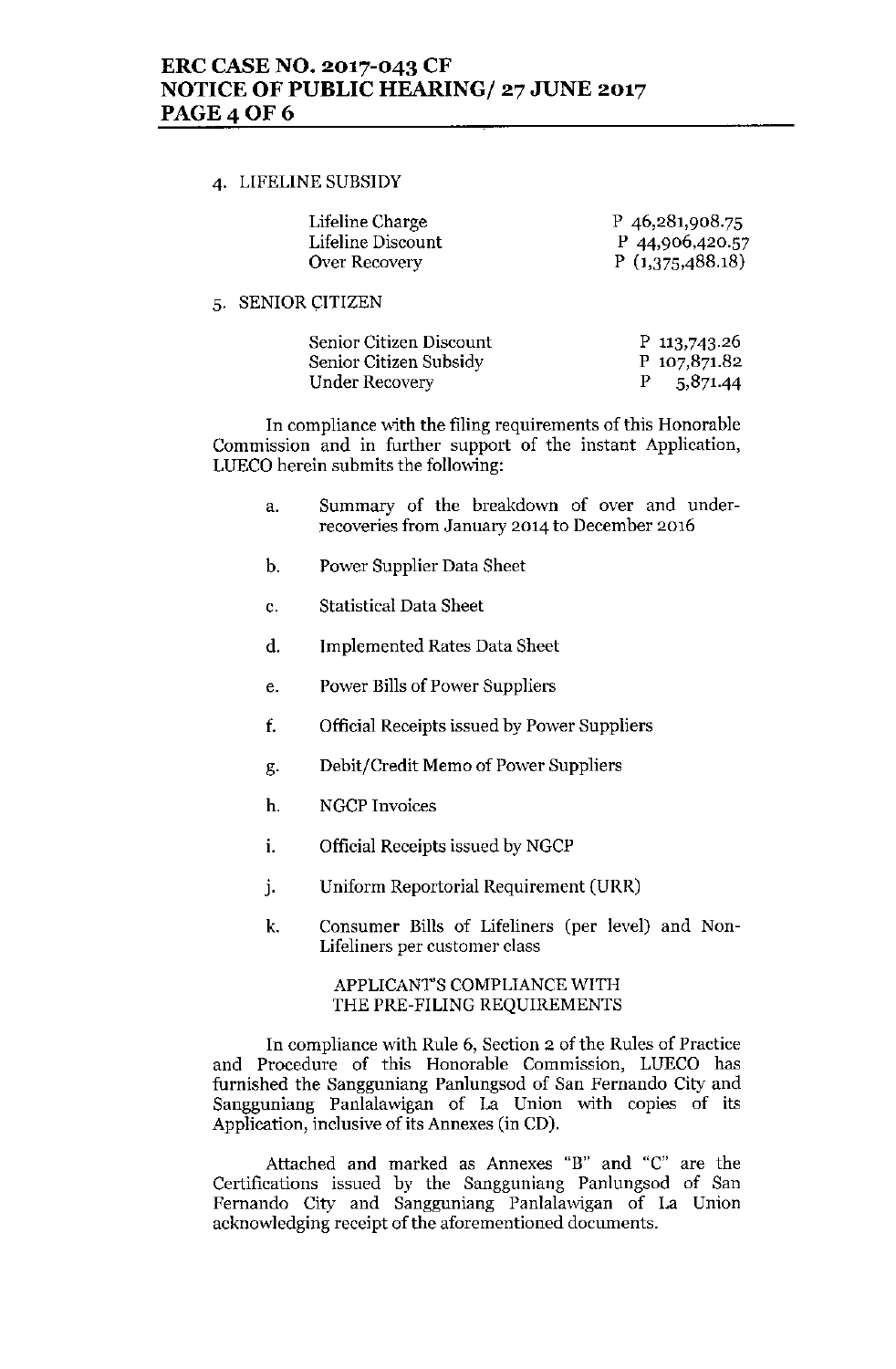4. LIFELINE SUBSIDY

| | |
|---|---|
| Lifeline Charge | P 46,281,908.75 |
| Lifeline Discount | P 44,906,420.57 |
| Over Recovery | P (1,375,488.18) |

5. SENIOR CITIZEN

| | |
|---|---|
| Senior Citizen Discount | P 113,743.26 |
| Senior Citizen Subsidy | P 107,871.82 |
| Under Recovery | P 5,871.44 |

In compliance with the filing requirements of this Honorable Commission and in further support of the instant Application, LUECO herein submits the following:

a. Summary of the breakdown of over and under-recoveries from January 2014 to December 2016

b. Power Supplier Data Sheet

c. Statistical Data Sheet

d. Implemented Rates Data Sheet

e. Power Bills of Power Suppliers

f. Official Receipts issued by Power Suppliers

g. Debit/Credit Memo of Power Suppliers

h. NGCP Invoices

i. Official Receipts issued by NGCP

j. Uniform Reportorial Requirement (URR)

k. Consumer Bills of Lifeliners (per level) and Non-Lifeliners per customer class

APPLICANT'S COMPLIANCE WITH THE PRE-FILING REQUIREMENTS

In compliance with Rule 6, Section 2 of the Rules of Practice and Procedure of this Honorable Commission, LUECO has furnished the Sangguniang Panlungsod of San Fernando City and Sangguniang Panlalawigan of La Union with copies of its Application, inclusive of its Annexes (in CD).

Attached and marked as Annexes "B" and "C" are the Certifications issued by the Sangguniang Panlungsod of San Fernando City and Sangguniang Panlalawigan of La Union acknowledging receipt of the aforementioned documents.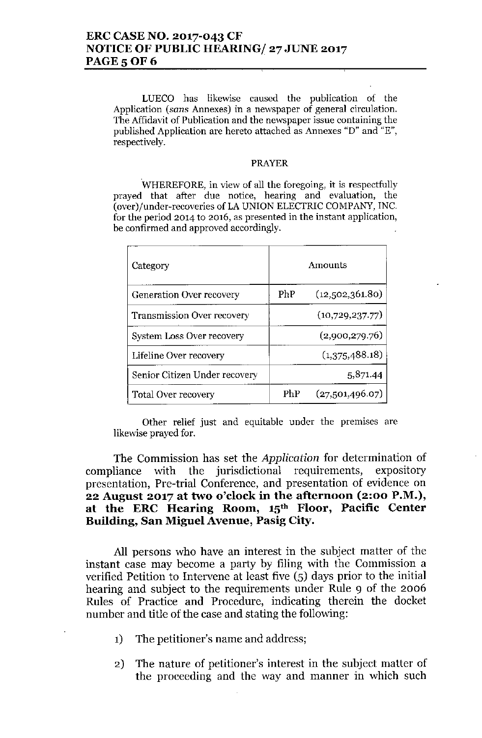LUECO has likewise caused the publication of the Application (*sans* Annexes) in a newspaper of general circulation. The Affidavit of Publication and the newspaper issue containing the published Application are hereto attached as Annexes "D" and "E", respectively.

PRAYER

WHEREFORE, in view of all the foregoing, it is respectfully prayed that after due notice, hearing and evaluation, the (over)/under-recoveries of LA UNION ELECTRIC COMPANY, INC. for the period 2014 to 2016, as presented in the instant application, be confirmed and approved accordingly.

| Category | Amounts | |
|---|---|---|
| Generation Over recovery | PhP | (12,502,361.80) |
| Transmission Over recovery | | (10,729,237.77) |
| System Loss Over recovery | | (2,900,279.76) |
| Lifeline Over recovery | | (1,375,488.18) |
| Senior Citizen Under recovery | | 5,871.44 |
| Total Over recovery | PhP | (27,501,496.07) |

Other relief just and equitable under the premises are likewise prayed for.

The Commission has set the *Application* for determination of compliance with the jurisdictional requirements, expository presentation, Pre-trial Conference, and presentation of evidence on **22 August 2017 at two o'clock in the afternoon (2:00 P.M.), at the ERC Hearing Room, 15th Floor, Pacific Center Building, San Miguel Avenue, Pasig City.**

All persons who have an interest in the subject matter of the instant case may become a party by filing with the Commission a verified Petition to Intervene at least five (5) days prior to the initial hearing and subject to the requirements under Rule 9 of the 2006 Rules of Practice and Procedure, indicating therein the docket number and title of the case and stating the following:

1) The petitioner's name and address;

2) The nature of petitioner's interest in the subject matter of the proceeding and the way and manner in which such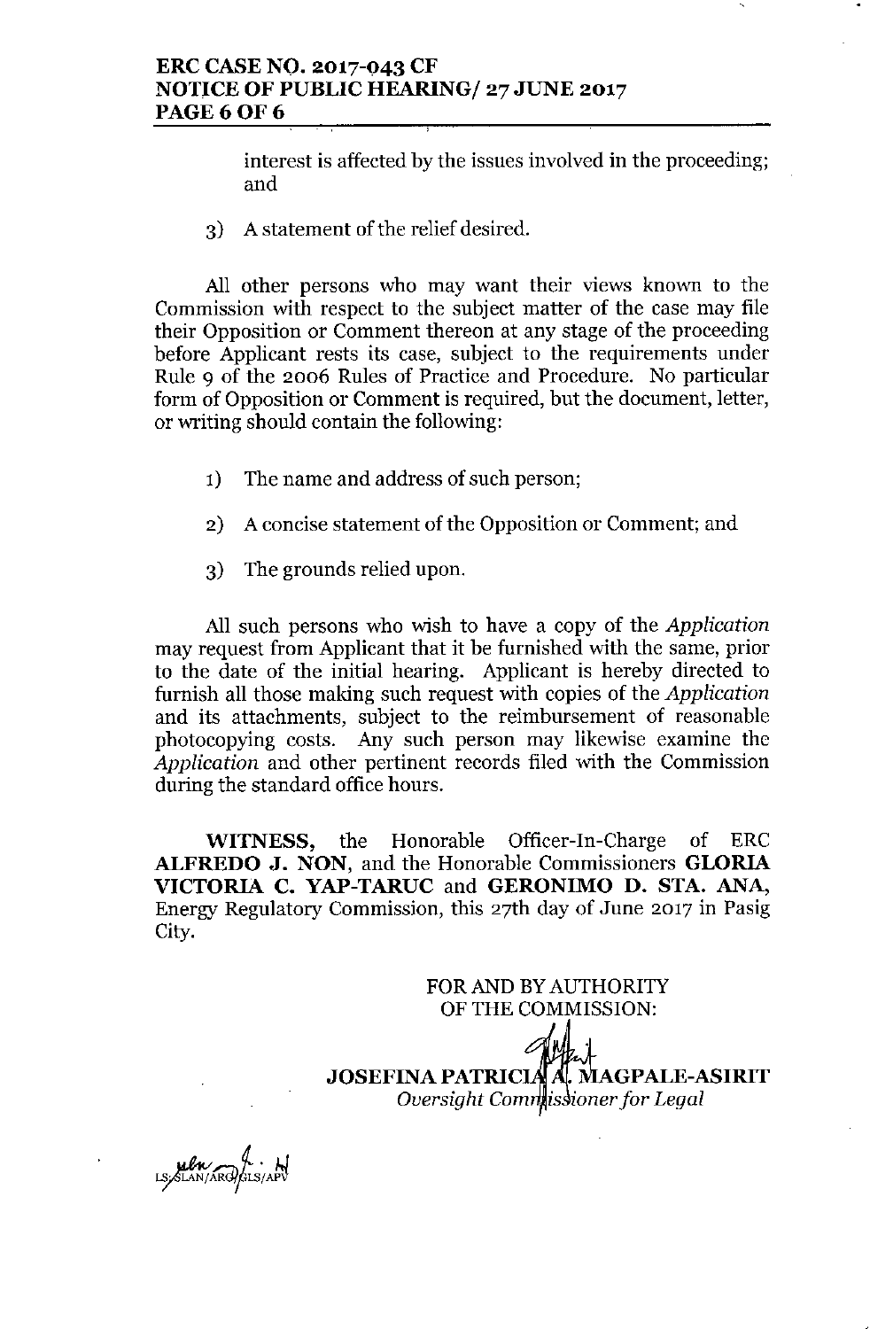interest is affected by the issues involved in the proceeding; and

3) A statement of the relief desired.

All other persons who may want their views known to the Commission with respect to the subject matter of the case may file their Opposition or Comment thereon at any stage of the proceeding before Applicant rests its case, subject to the requirements under Rule 9 of the 2006 Rules of Practice and Procedure. No particular form of Opposition or Comment is required, but the document, letter, or writing should contain the following:

1) The name and address of such person;

2) A concise statement of the Opposition or Comment; and

3) The grounds relied upon.

All such persons who wish to have a copy of the *Application* may request from Applicant that it be furnished with the same, prior to the date of the initial hearing. Applicant is hereby directed to furnish all those making such request with copies of the *Application* and its attachments, subject to the reimbursement of reasonable photocopying costs. Any such person may likewise examine the *Application* and other pertinent records filed with the Commission during the standard office hours.

**WITNESS,** the Honorable Officer-In-Charge of ERC **ALFREDO J. NON,** and the Honorable Commissioners **GLORIA VICTORIA C. YAP-TARUC** and **GERONIMO D. STA. ANA,** Energy Regulatory Commission, this 27th day of June 2017 in Pasig City.

FOR AND BY AUTHORITY OF THE COMMISSION:

**JOSEFINA PATRICIA A. MAGPALE-ASIRIT**
*Oversight Commissioner for Legal*

LS/SLAN/ARG/GLS/APV